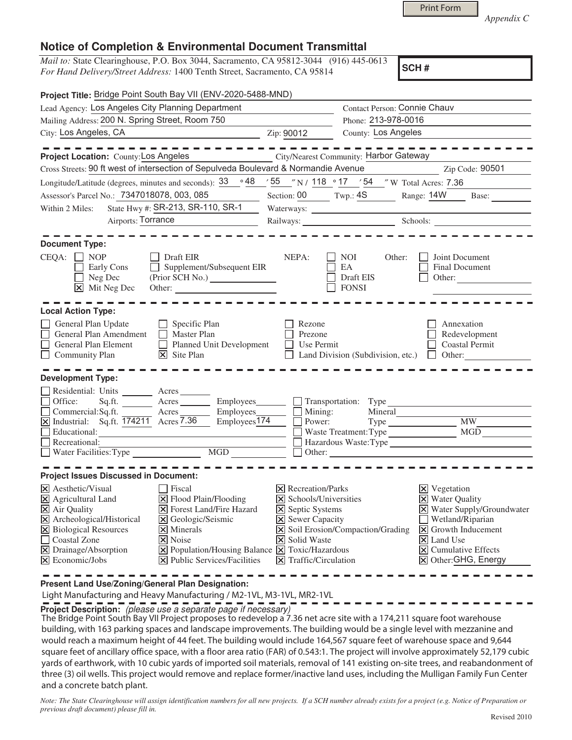Print Form

*Appendix C*

# Notice of Completion & Environmental Document Transmittal

*Mail to:* State Clearinghouse, P.O. Box 3044, Sacramento, CA 95812-3044 (916) 445-0613
*For Hand Delivery/Street Address:* 1400 Tenth Street, Sacramento, CA 95814

**SCH #**

**Project Title:** Bridge Point South Bay VII (ENV-2020-5488-MND)

Lead Agency: Los Angeles City Planning Department
Contact Person: Connie Chauv
Mailing Address: 200 N. Spring Street, Room 750
Phone: 213-978-0016
City: Los Angeles, CA
Zip: 90012
County: Los Angeles

**Project Location:** County: Los Angeles
City/Nearest Community: Harbor Gateway
Cross Streets: 90 ft west of intersection of Sepulveda Boulevard & Normandie Avenue
Zip Code: 90501
Longitude/Latitude (degrees, minutes and seconds): 33 ° 48 ′ 55 ″ N / 118 ° 17 ′ 54 ″ W Total Acres: 7.36
Assessor's Parcel No.: 7347018078, 003, 085
Section: 00 Twp.: 4S Range: 14W Base:
Within 2 Miles: State Hwy #: SR-213, SR-110, SR-1
Waterways:
Airports: Torrance
Railways:
Schools:

**Document Type:**

CEQA:
- [ ] NOP
- [ ] Early Cons
- [ ] Neg Dec
- [x] Mit Neg Dec
- [ ] Draft EIR
- [ ] Supplement/Subsequent EIR (Prior SCH No.)
- Other:

NEPA:
- [ ] NOI
- [ ] EA
- [ ] Draft EIS
- [ ] FONSI

Other:
- [ ] Joint Document
- [ ] Final Document
- [ ] Other:

**Local Action Type:**

- [ ] General Plan Update
- [ ] General Plan Amendment
- [ ] General Plan Element
- [ ] Community Plan
- [ ] Specific Plan
- [ ] Master Plan
- [ ] Planned Unit Development
- [x] Site Plan
- [ ] Rezone
- [ ] Prezone
- [ ] Use Permit
- [ ] Land Division (Subdivision, etc.)
- [ ] Annexation
- [ ] Redevelopment
- [ ] Coastal Permit
- [ ] Other:

**Development Type:**

- [ ] Residential: Units ____ Acres ____
- [ ] Office: Sq.ft. ____ Acres ____ Employees ____
- [ ] Commercial: Sq.ft. ____ Acres ____ Employees ____
- [x] Industrial: Sq.ft. 174211 Acres 7.36 Employees 174
- [ ] Educational:
- [ ] Recreational:
- [ ] Water Facilities: Type ____ MGD ____
- [ ] Transportation: Type
- [ ] Mining: Mineral
- [ ] Power: Type ____ MW
- [ ] Waste Treatment: Type ____ MGD
- [ ] Hazardous Waste: Type
- [ ] Other:

**Project Issues Discussed in Document:**

- [x] Aesthetic/Visual
- [x] Agricultural Land
- [x] Air Quality
- [x] Archeological/Historical
- [x] Biological Resources
- [ ] Coastal Zone
- [x] Drainage/Absorption
- [x] Economic/Jobs
- [ ] Fiscal
- [x] Flood Plain/Flooding
- [x] Forest Land/Fire Hazard
- [x] Geologic/Seismic
- [x] Minerals
- [x] Noise
- [x] Population/Housing Balance
- [x] Public Services/Facilities
- [x] Recreation/Parks
- [x] Schools/Universities
- [x] Septic Systems
- [x] Sewer Capacity
- [x] Soil Erosion/Compaction/Grading
- [x] Solid Waste
- [x] Toxic/Hazardous
- [x] Traffic/Circulation
- [x] Vegetation
- [x] Water Quality
- [x] Water Supply/Groundwater
- [ ] Wetland/Riparian
- [x] Growth Inducement
- [x] Land Use
- [x] Cumulative Effects
- [x] Other: GHG, Energy

**Present Land Use/Zoning/General Plan Designation:**

Light Manufacturing and Heavy Manufacturing / M2-1VL, M3-1VL, MR2-1VL

**Project Description:** *(please use a separate page if necessary)*

The Bridge Point South Bay VII Project proposes to redevelop a 7.36 net acre site with a 174,211 square foot warehouse building, with 163 parking spaces and landscape improvements. The building would be a single level with mezzanine and would reach a maximum height of 44 feet. The building would include 164,567 square feet of warehouse space and 9,644 square feet of ancillary office space, with a floor area ratio (FAR) of 0.543:1. The project will involve approximately 52,179 cubic yards of earthwork, with 10 cubic yards of imported soil materials, removal of 141 existing on-site trees, and reabandonment of three (3) oil wells. This project would remove and replace former/inactive land uses, including the Mulligan Family Fun Center and a concrete batch plant.

*Note: The State Clearinghouse will assign identification numbers for all new projects. If a SCH number already exists for a project (e.g. Notice of Preparation or previous draft document) please fill in.*

Revised 2010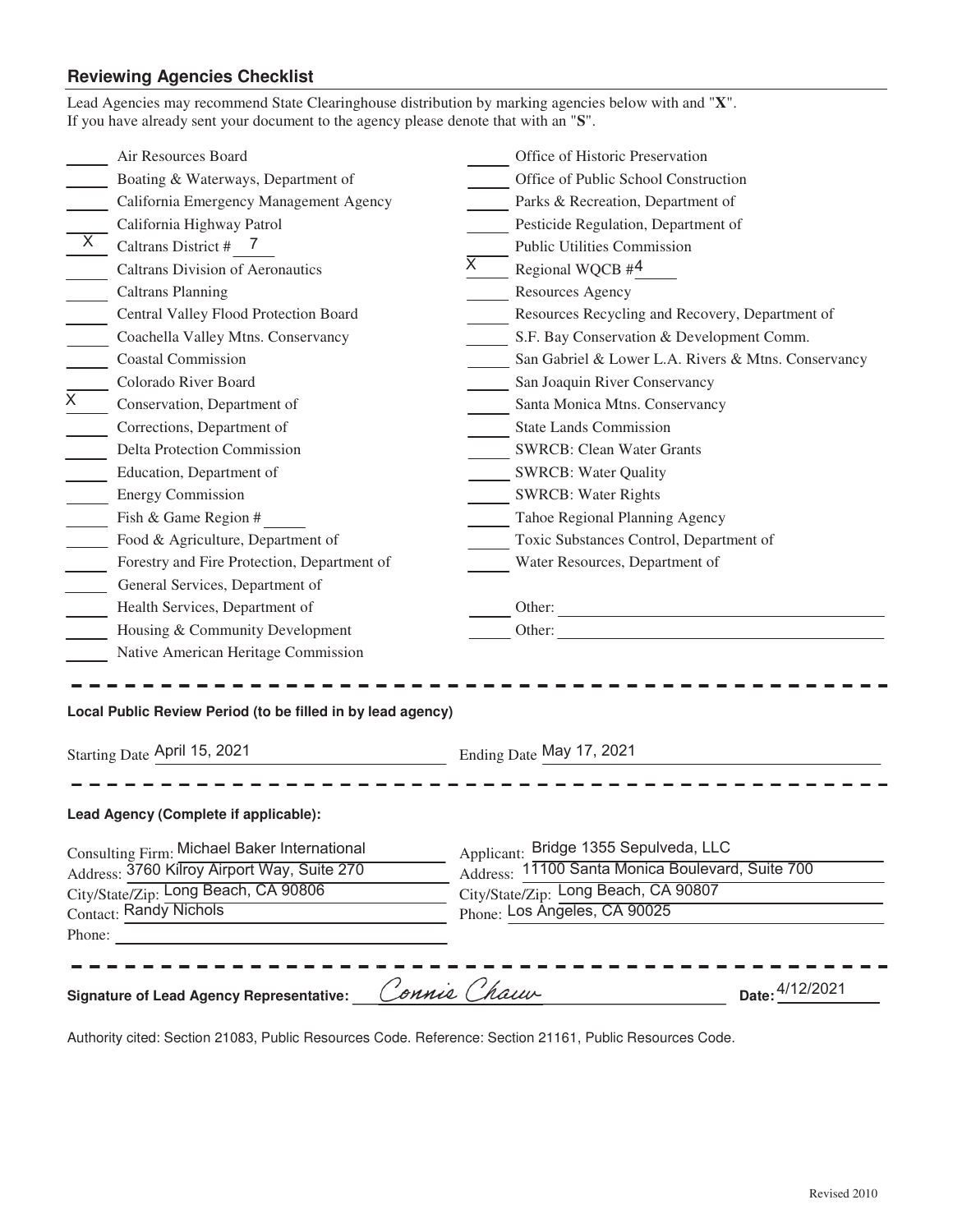## Reviewing Agencies Checklist

Lead Agencies may recommend State Clearinghouse distribution by marking agencies below with and "**X**".
If you have already sent your document to the agency please denote that with an "**S**".

| | | | |
|---|---|---|---|
| | Air Resources Board | | Office of Historic Preservation |
| | Boating & Waterways, Department of | | Office of Public School Construction |
| | California Emergency Management Agency | | Parks & Recreation, Department of |
| | California Highway Patrol | | Pesticide Regulation, Department of |
| X | Caltrans District # 7 | | Public Utilities Commission |
| | Caltrans Division of Aeronautics | X | Regional WQCB # 4 |
| | Caltrans Planning | | Resources Agency |
| | Central Valley Flood Protection Board | | Resources Recycling and Recovery, Department of |
| | Coachella Valley Mtns. Conservancy | | S.F. Bay Conservation & Development Comm. |
| | Coastal Commission | | San Gabriel & Lower L.A. Rivers & Mtns. Conservancy |
| | Colorado River Board | | San Joaquin River Conservancy |
| X | Conservation, Department of | | Santa Monica Mtns. Conservancy |
| | Corrections, Department of | | State Lands Commission |
| | Delta Protection Commission | | SWRCB: Clean Water Grants |
| | Education, Department of | | SWRCB: Water Quality |
| | Energy Commission | | SWRCB: Water Rights |
| | Fish & Game Region # | | Tahoe Regional Planning Agency |
| | Food & Agriculture, Department of | | Toxic Substances Control, Department of |
| | Forestry and Fire Protection, Department of | | Water Resources, Department of |
| | General Services, Department of | | |
| | Health Services, Department of | | Other: |
| | Housing & Community Development | | Other: |
| | Native American Heritage Commission | | |

**Local Public Review Period (to be filled in by lead agency)**

Starting Date April 15, 2021 &nbsp;&nbsp;&nbsp; Ending Date May 17, 2021

**Lead Agency (Complete if applicable):**

Consulting Firm: Michael Baker International
Address: 3760 Kilroy Airport Way, Suite 270
City/State/Zip: Long Beach, CA 90806
Contact: Randy Nichols
Phone:

Applicant: Bridge 1355 Sepulveda, LLC
Address: 11100 Santa Monica Boulevard, Suite 700
City/State/Zip: Long Beach, CA 90807
Phone: Los Angeles, CA 90025

**Signature of Lead Agency Representative:** Connie Chauv &nbsp;&nbsp;&nbsp; **Date:** 4/12/2021

Authority cited: Section 21083, Public Resources Code. Reference: Section 21161, Public Resources Code.

Revised 2010